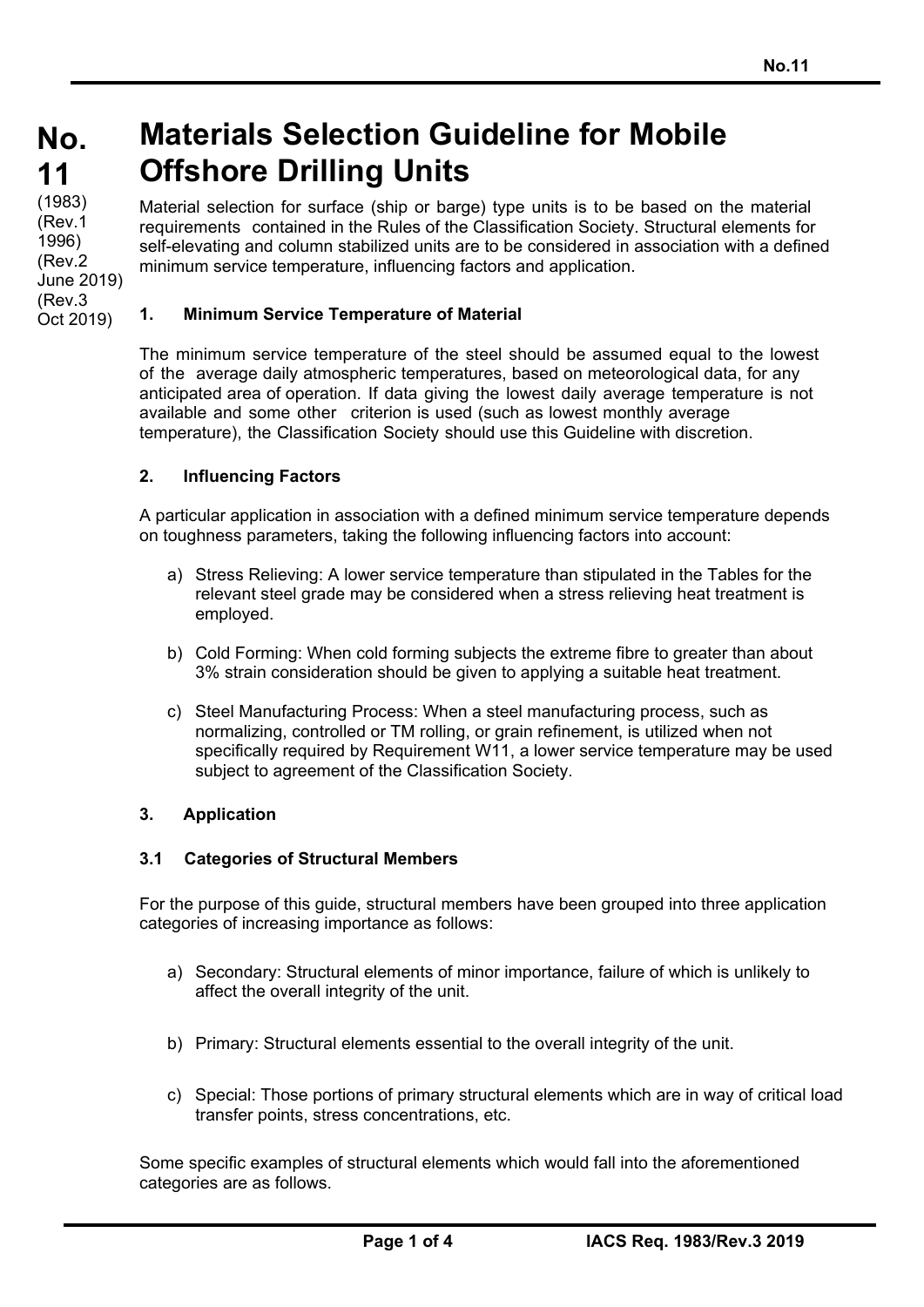# No. 11 Materials Selection Guideline for Mobile Offshore Drilling Units

(1983)
(Rev.1 1996)
(Rev.2 June 2019)
(Rev.3 Oct 2019)

Material selection for surface (ship or barge) type units is to be based on the material requirements contained in the Rules of the Classification Society. Structural elements for self-elevating and column stabilized units are to be considered in association with a defined minimum service temperature, influencing factors and application.

## 1. Minimum Service Temperature of Material

The minimum service temperature of the steel should be assumed equal to the lowest of the average daily atmospheric temperatures, based on meteorological data, for any anticipated area of operation. If data giving the lowest daily average temperature is not available and some other criterion is used (such as lowest monthly average temperature), the Classification Society should use this Guideline with discretion.

## 2. Influencing Factors

A particular application in association with a defined minimum service temperature depends on toughness parameters, taking the following influencing factors into account:

a) Stress Relieving: A lower service temperature than stipulated in the Tables for the relevant steel grade may be considered when a stress relieving heat treatment is employed.

b) Cold Forming: When cold forming subjects the extreme fibre to greater than about 3% strain consideration should be given to applying a suitable heat treatment.

c) Steel Manufacturing Process: When a steel manufacturing process, such as normalizing, controlled or TM rolling, or grain refinement, is utilized when not specifically required by Requirement W11, a lower service temperature may be used subject to agreement of the Classification Society.

## 3. Application

### 3.1 Categories of Structural Members

For the purpose of this guide, structural members have been grouped into three application categories of increasing importance as follows:

a) Secondary: Structural elements of minor importance, failure of which is unlikely to affect the overall integrity of the unit.

b) Primary: Structural elements essential to the overall integrity of the unit.

c) Special: Those portions of primary structural elements which are in way of critical load transfer points, stress concentrations, etc.

Some specific examples of structural elements which would fall into the aforementioned categories are as follows.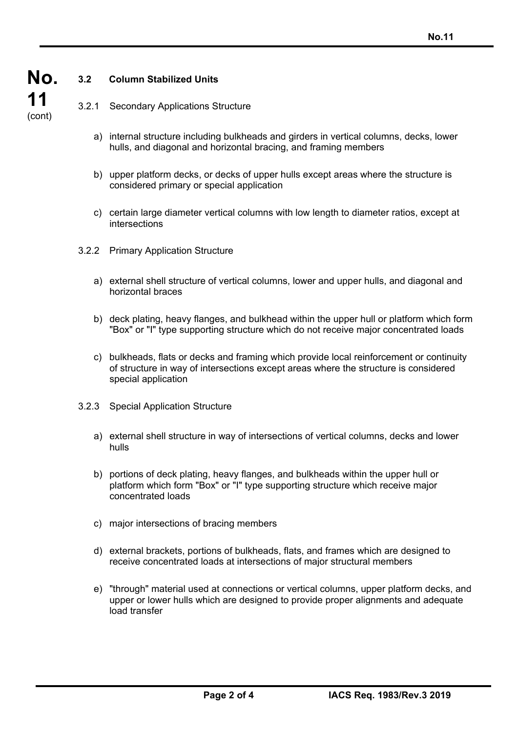### 3.2 Column Stabilized Units

3.2.1 Secondary Applications Structure

a) internal structure including bulkheads and girders in vertical columns, decks, lower hulls, and diagonal and horizontal bracing, and framing members

b) upper platform decks, or decks of upper hulls except areas where the structure is considered primary or special application

c) certain large diameter vertical columns with low length to diameter ratios, except at intersections

3.2.2 Primary Application Structure

a) external shell structure of vertical columns, lower and upper hulls, and diagonal and horizontal braces

b) deck plating, heavy flanges, and bulkhead within the upper hull or platform which form "Box" or "I" type supporting structure which do not receive major concentrated loads

c) bulkheads, flats or decks and framing which provide local reinforcement or continuity of structure in way of intersections except areas where the structure is considered special application

3.2.3 Special Application Structure

a) external shell structure in way of intersections of vertical columns, decks and lower hulls

b) portions of deck plating, heavy flanges, and bulkheads within the upper hull or platform which form "Box" or "I" type supporting structure which receive major concentrated loads

c) major intersections of bracing members

d) external brackets, portions of bulkheads, flats, and frames which are designed to receive concentrated loads at intersections of major structural members

e) "through" material used at connections or vertical columns, upper platform decks, and upper or lower hulls which are designed to provide proper alignments and adequate load transfer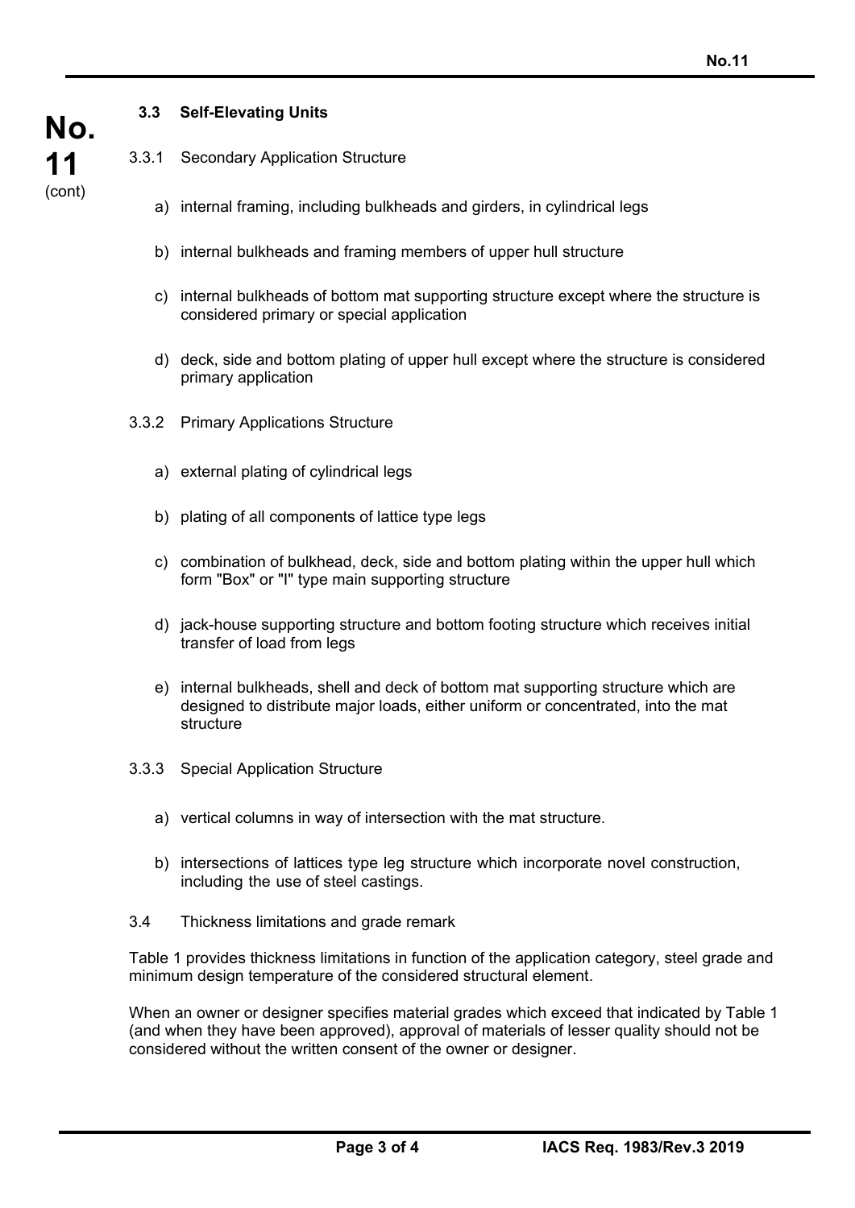### 3.3 Self-Elevating Units

3.3.1 Secondary Application Structure

a) internal framing, including bulkheads and girders, in cylindrical legs

b) internal bulkheads and framing members of upper hull structure

c) internal bulkheads of bottom mat supporting structure except where the structure is considered primary or special application

d) deck, side and bottom plating of upper hull except where the structure is considered primary application

3.3.2 Primary Applications Structure

a) external plating of cylindrical legs

b) plating of all components of lattice type legs

c) combination of bulkhead, deck, side and bottom plating within the upper hull which form "Box" or "I" type main supporting structure

d) jack-house supporting structure and bottom footing structure which receives initial transfer of load from legs

e) internal bulkheads, shell and deck of bottom mat supporting structure which are designed to distribute major loads, either uniform or concentrated, into the mat structure

3.3.3 Special Application Structure

a) vertical columns in way of intersection with the mat structure.

b) intersections of lattices type leg structure which incorporate novel construction, including the use of steel castings.

3.4 Thickness limitations and grade remark

Table 1 provides thickness limitations in function of the application category, steel grade and minimum design temperature of the considered structural element.

When an owner or designer specifies material grades which exceed that indicated by Table 1 (and when they have been approved), approval of materials of lesser quality should not be considered without the written consent of the owner or designer.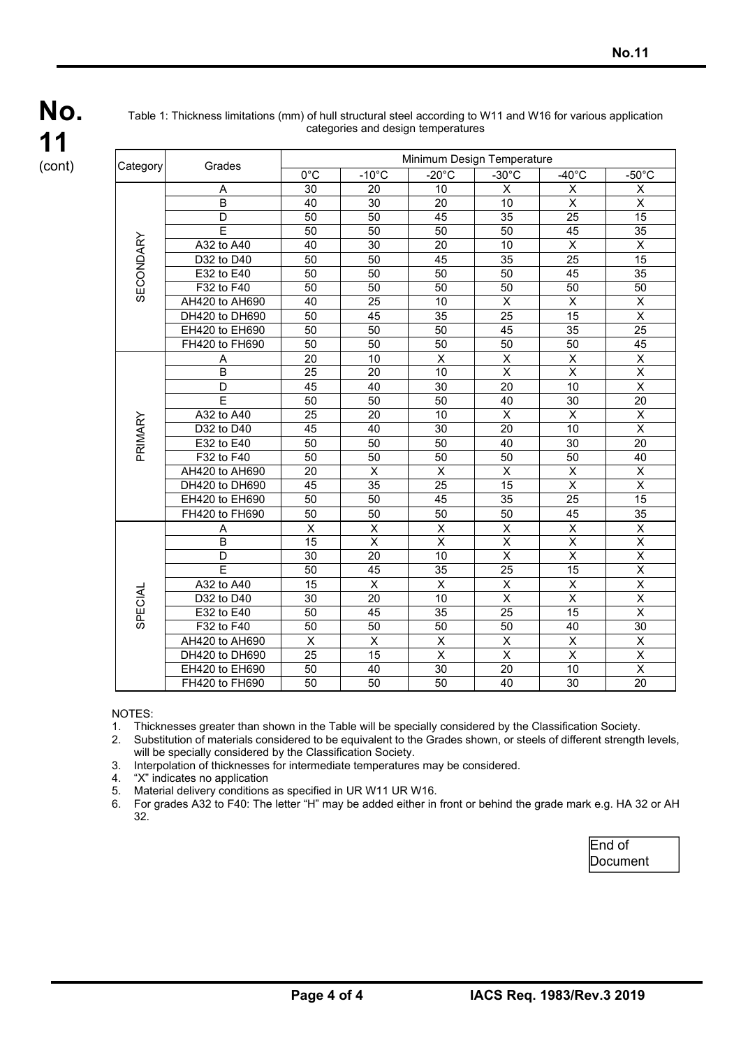Table 1: Thickness limitations (mm) of hull structural steel according to W11 and W16 for various application categories and design temperatures

| Category | Grades | Minimum Design Temperature | | | | | |
|---|---|---|---|---|---|---|---|
| | | 0°C | -10°C | -20°C | -30°C | -40°C | -50°C |
| SECONDARY | A | 30 | 20 | 10 | X | X | X |
| | B | 40 | 30 | 20 | 10 | X | X |
| | D | 50 | 50 | 45 | 35 | 25 | 15 |
| | E | 50 | 50 | 50 | 50 | 45 | 35 |
| | A32 to A40 | 40 | 30 | 20 | 10 | X | X |
| | D32 to D40 | 50 | 50 | 45 | 35 | 25 | 15 |
| | E32 to E40 | 50 | 50 | 50 | 50 | 45 | 35 |
| | F32 to F40 | 50 | 50 | 50 | 50 | 50 | 50 |
| | AH420 to AH690 | 40 | 25 | 10 | X | X | X |
| | DH420 to DH690 | 50 | 45 | 35 | 25 | 15 | X |
| | EH420 to EH690 | 50 | 50 | 50 | 45 | 35 | 25 |
| | FH420 to FH690 | 50 | 50 | 50 | 50 | 50 | 45 |
| PRIMARY | A | 20 | 10 | X | X | X | X |
| | B | 25 | 20 | 10 | X | X | X |
| | D | 45 | 40 | 30 | 20 | 10 | X |
| | E | 50 | 50 | 50 | 40 | 30 | 20 |
| | A32 to A40 | 25 | 20 | 10 | X | X | X |
| | D32 to D40 | 45 | 40 | 30 | 20 | 10 | X |
| | E32 to E40 | 50 | 50 | 50 | 40 | 30 | 20 |
| | F32 to F40 | 50 | 50 | 50 | 50 | 50 | 40 |
| | AH420 to AH690 | 20 | X | X | X | X | X |
| | DH420 to DH690 | 45 | 35 | 25 | 15 | X | X |
| | EH420 to EH690 | 50 | 50 | 45 | 35 | 25 | 15 |
| | FH420 to FH690 | 50 | 50 | 50 | 50 | 45 | 35 |
| SPECIAL | A | X | X | X | X | X | X |
| | B | 15 | X | X | X | X | X |
| | D | 30 | 20 | 10 | X | X | X |
| | E | 50 | 45 | 35 | 25 | 15 | X |
| | A32 to A40 | 15 | X | X | X | X | X |
| | D32 to D40 | 30 | 20 | 10 | X | X | X |
| | E32 to E40 | 50 | 45 | 35 | 25 | 15 | X |
| | F32 to F40 | 50 | 50 | 50 | 50 | 40 | 30 |
| | AH420 to AH690 | X | X | X | X | X | X |
| | DH420 to DH690 | 25 | 15 | X | X | X | X |
| | EH420 to EH690 | 50 | 40 | 30 | 20 | 10 | X |
| | FH420 to FH690 | 50 | 50 | 50 | 40 | 30 | 20 |

NOTES:

1. Thicknesses greater than shown in the Table will be specially considered by the Classification Society.
2. Substitution of materials considered to be equivalent to the Grades shown, or steels of different strength levels, will be specially considered by the Classification Society.
3. Interpolation of thicknesses for intermediate temperatures may be considered.
4. "X" indicates no application
5. Material delivery conditions as specified in UR W11 UR W16.
6. For grades A32 to F40: The letter "H" may be added either in front or behind the grade mark e.g. HA 32 or AH 32.

End of Document